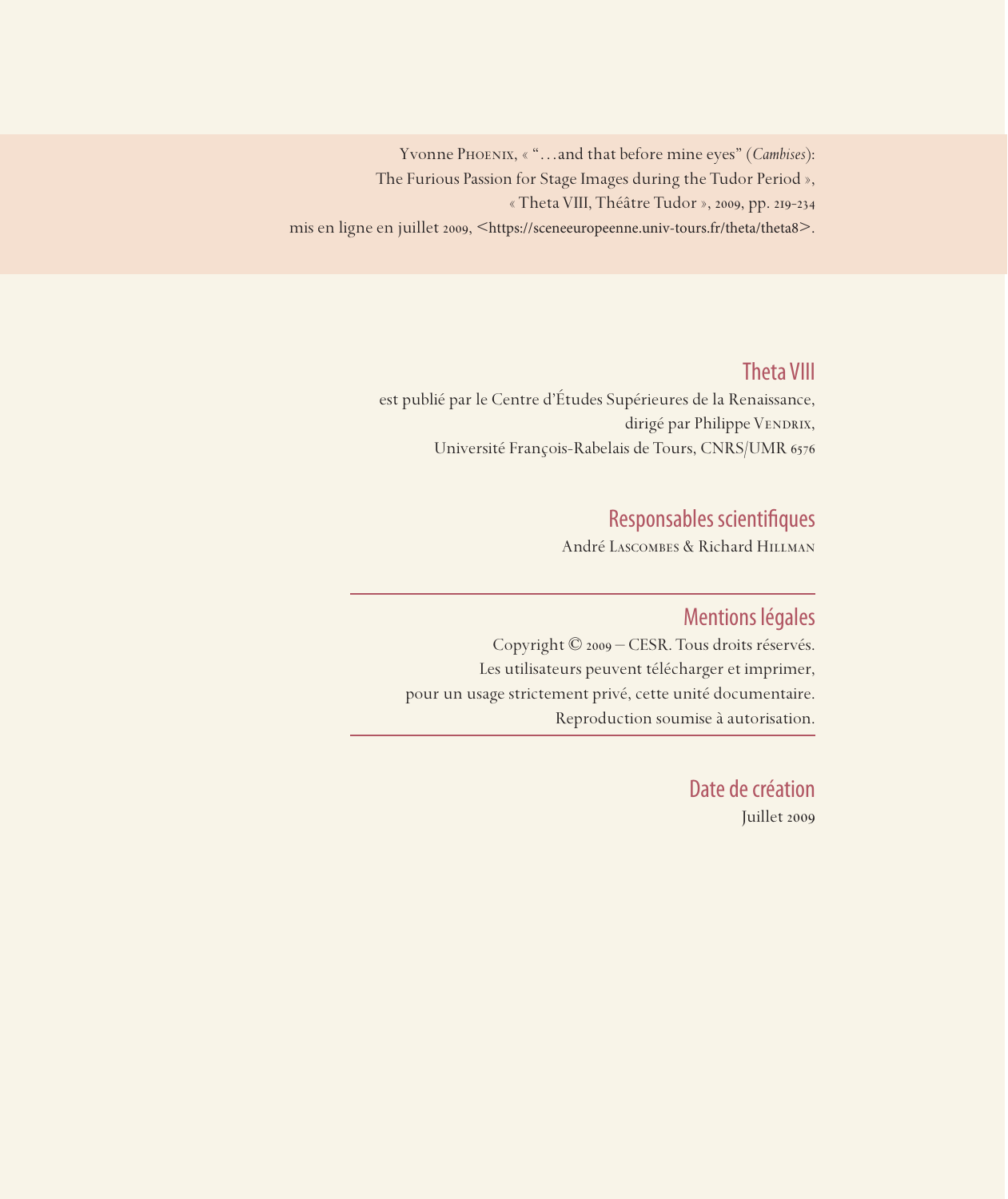Yvonne Phoenix, « "…and that before mine eyes" (*Cambises*): The Furious Passion for Stage Images during the Tudor Period », « Theta VIII, Théâtre Tudor », 2009, pp. 219-234
mis en ligne en juillet 2009, <https://sceneeuropeenne.univ-tours.fr/theta/theta8>.

## Theta VIII

est publié par le Centre d'Études Supérieures de la Renaissance,
dirigé par Philippe Vendrix,
Université François-Rabelais de Tours, CNRS/UMR 6576

## Responsables scientifiques

André Lascombes & Richard Hillman

## Mentions légales

Copyright © 2009 – CESR. Tous droits réservés.
Les utilisateurs peuvent télécharger et imprimer,
pour un usage strictement privé, cette unité documentaire.
Reproduction soumise à autorisation.

## Date de création

Juillet 2009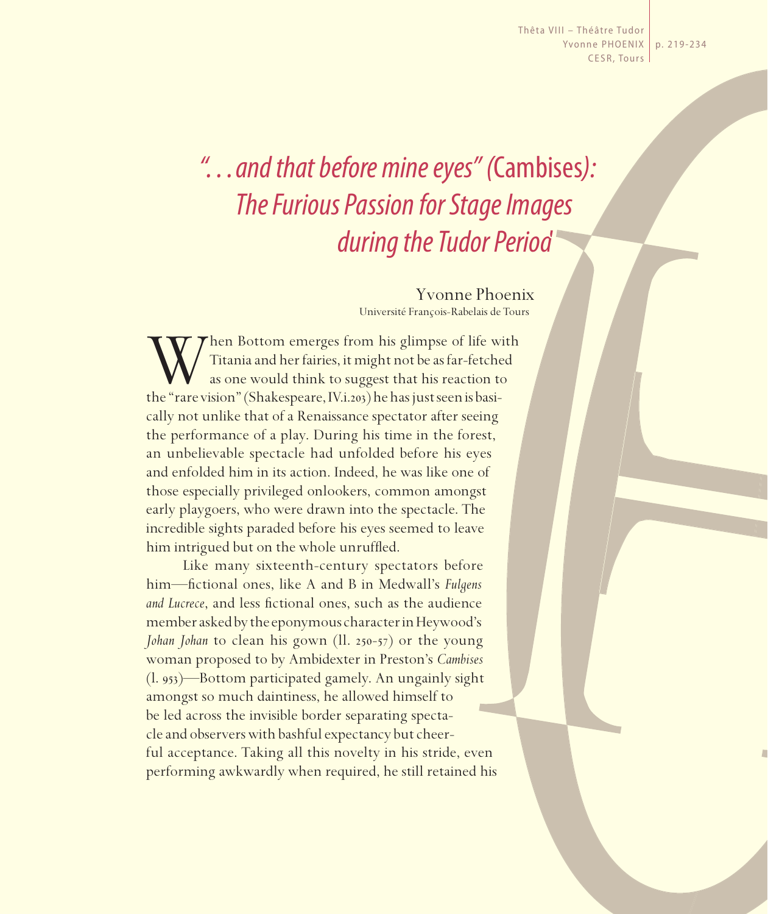# "… and that before mine eyes" (*Cambises*): The Furious Passion for Stage Images during the Tudor Period

Yvonne Phoenix
Université François-Rabelais de Tours

When Bottom emerges from his glimpse of life with Titania and her fairies, it might not be as far-fetched as one would think to suggest that his reaction to the "rare vision" (Shakespeare, IV.i.203) he has just seen is basically not unlike that of a Renaissance spectator after seeing the performance of a play. During his time in the forest, an unbelievable spectacle had unfolded before his eyes and enfolded him in its action. Indeed, he was like one of those especially privileged onlookers, common amongst early playgoers, who were drawn into the spectacle. The incredible sights paraded before his eyes seemed to leave him intrigued but on the whole unruffled.

Like many sixteenth-century spectators before him—fictional ones, like A and B in Medwall's *Fulgens and Lucrece*, and less fictional ones, such as the audience member asked by the eponymous character in Heywood's *Johan Johan* to clean his gown (ll. 250-57) or the young woman proposed to by Ambidexter in Preston's *Cambises* (l. 953)—Bottom participated gamely. An ungainly sight amongst so much daintiness, he allowed himself to be led across the invisible border separating spectacle and observers with bashful expectancy but cheerful acceptance. Taking all this novelty in his stride, even performing awkwardly when required, he still retained his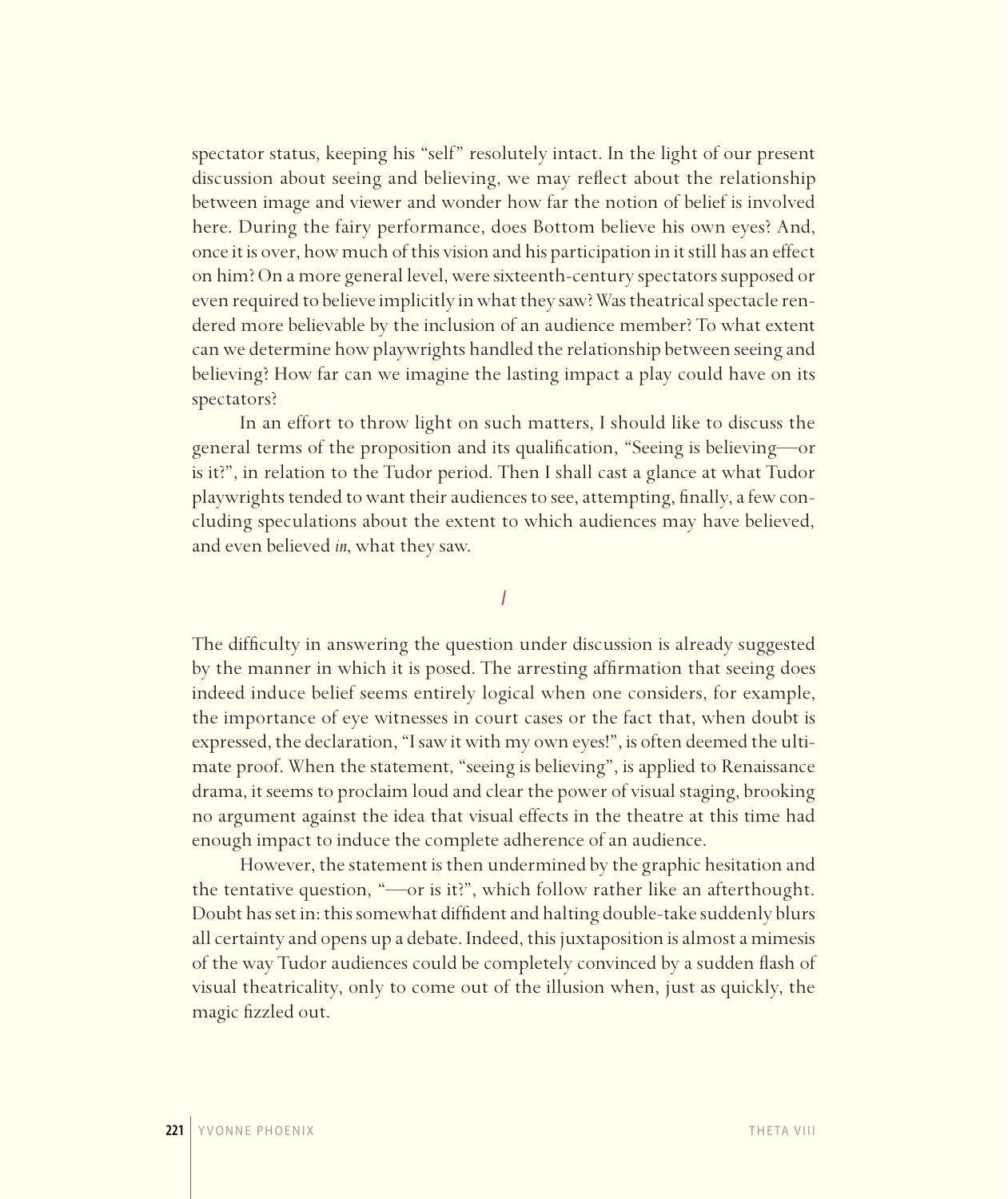spectator status, keeping his "self" resolutely intact. In the light of our present discussion about seeing and believing, we may reflect about the relationship between image and viewer and wonder how far the notion of belief is involved here. During the fairy performance, does Bottom believe his own eyes? And, once it is over, how much of this vision and his participation in it still has an effect on him? On a more general level, were sixteenth-century spectators supposed or even required to believe implicitly in what they saw? Was theatrical spectacle rendered more believable by the inclusion of an audience member? To what extent can we determine how playwrights handled the relationship between seeing and believing? How far can we imagine the lasting impact a play could have on its spectators?

In an effort to throw light on such matters, I should like to discuss the general terms of the proposition and its qualification, "Seeing is believing—or is it?", in relation to the Tudor period. Then I shall cast a glance at what Tudor playwrights tended to want their audiences to see, attempting, finally, a few concluding speculations about the extent to which audiences may have believed, and even believed *in*, what they saw.

## *I*

The difficulty in answering the question under discussion is already suggested by the manner in which it is posed. The arresting affirmation that seeing does indeed induce belief seems entirely logical when one considers, for example, the importance of eye witnesses in court cases or the fact that, when doubt is expressed, the declaration, "I saw it with my own eyes!", is often deemed the ultimate proof. When the statement, "seeing is believing", is applied to Renaissance drama, it seems to proclaim loud and clear the power of visual staging, brooking no argument against the idea that visual effects in the theatre at this time had enough impact to induce the complete adherence of an audience.

However, the statement is then undermined by the graphic hesitation and the tentative question, "—or is it?", which follow rather like an afterthought. Doubt has set in: this somewhat diffident and halting double-take suddenly blurs all certainty and opens up a debate. Indeed, this juxtaposition is almost a mimesis of the way Tudor audiences could be completely convinced by a sudden flash of visual theatricality, only to come out of the illusion when, just as quickly, the magic fizzled out.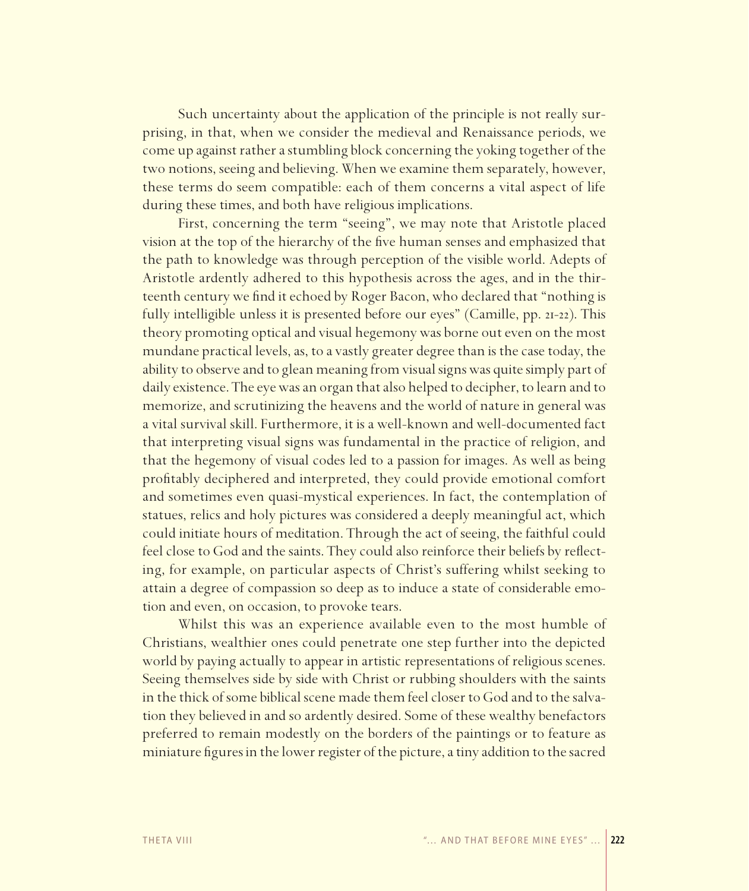Such uncertainty about the application of the principle is not really surprising, in that, when we consider the medieval and Renaissance periods, we come up against rather a stumbling block concerning the yoking together of the two notions, seeing and believing. When we examine them separately, however, these terms do seem compatible: each of them concerns a vital aspect of life during these times, and both have religious implications.

First, concerning the term "seeing", we may note that Aristotle placed vision at the top of the hierarchy of the five human senses and emphasized that the path to knowledge was through perception of the visible world. Adepts of Aristotle ardently adhered to this hypothesis across the ages, and in the thirteenth century we find it echoed by Roger Bacon, who declared that "nothing is fully intelligible unless it is presented before our eyes" (Camille, pp. 21-22). This theory promoting optical and visual hegemony was borne out even on the most mundane practical levels, as, to a vastly greater degree than is the case today, the ability to observe and to glean meaning from visual signs was quite simply part of daily existence. The eye was an organ that also helped to decipher, to learn and to memorize, and scrutinizing the heavens and the world of nature in general was a vital survival skill. Furthermore, it is a well-known and well-documented fact that interpreting visual signs was fundamental in the practice of religion, and that the hegemony of visual codes led to a passion for images. As well as being profitably deciphered and interpreted, they could provide emotional comfort and sometimes even quasi-mystical experiences. In fact, the contemplation of statues, relics and holy pictures was considered a deeply meaningful act, which could initiate hours of meditation. Through the act of seeing, the faithful could feel close to God and the saints. They could also reinforce their beliefs by reflecting, for example, on particular aspects of Christ's suffering whilst seeking to attain a degree of compassion so deep as to induce a state of considerable emotion and even, on occasion, to provoke tears.

Whilst this was an experience available even to the most humble of Christians, wealthier ones could penetrate one step further into the depicted world by paying actually to appear in artistic representations of religious scenes. Seeing themselves side by side with Christ or rubbing shoulders with the saints in the thick of some biblical scene made them feel closer to God and to the salvation they believed in and so ardently desired. Some of these wealthy benefactors preferred to remain modestly on the borders of the paintings or to feature as miniature figures in the lower register of the picture, a tiny addition to the sacred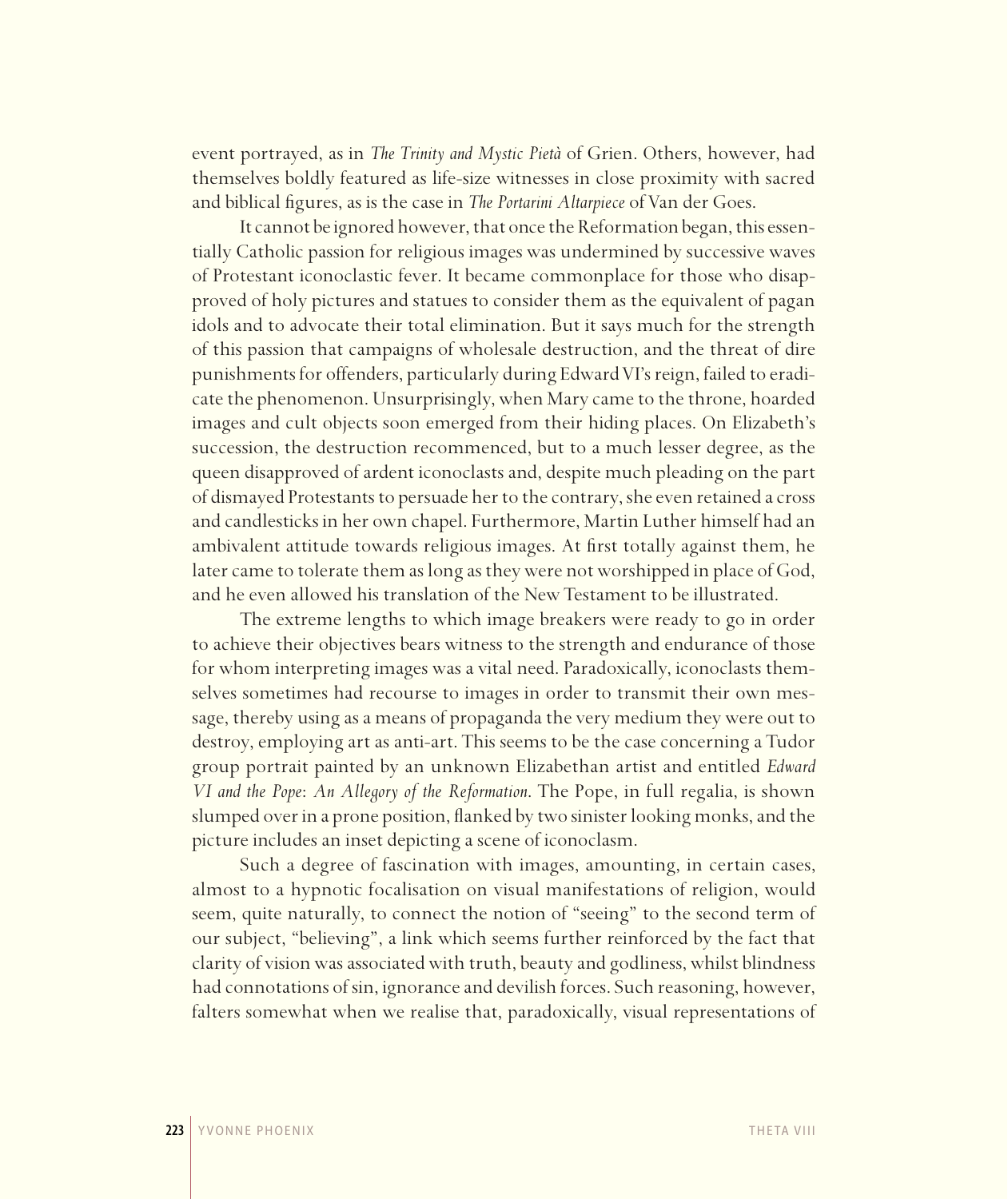event portrayed, as in *The Trinity and Mystic Pietà* of Grien. Others, however, had themselves boldly featured as life-size witnesses in close proximity with sacred and biblical figures, as is the case in *The Portarini Altarpiece* of Van der Goes.

It cannot be ignored however, that once the Reformation began, this essentially Catholic passion for religious images was undermined by successive waves of Protestant iconoclastic fever. It became commonplace for those who disapproved of holy pictures and statues to consider them as the equivalent of pagan idols and to advocate their total elimination. But it says much for the strength of this passion that campaigns of wholesale destruction, and the threat of dire punishments for offenders, particularly during Edward VI's reign, failed to eradicate the phenomenon. Unsurprisingly, when Mary came to the throne, hoarded images and cult objects soon emerged from their hiding places. On Elizabeth's succession, the destruction recommenced, but to a much lesser degree, as the queen disapproved of ardent iconoclasts and, despite much pleading on the part of dismayed Protestants to persuade her to the contrary, she even retained a cross and candlesticks in her own chapel. Furthermore, Martin Luther himself had an ambivalent attitude towards religious images. At first totally against them, he later came to tolerate them as long as they were not worshipped in place of God, and he even allowed his translation of the New Testament to be illustrated.

The extreme lengths to which image breakers were ready to go in order to achieve their objectives bears witness to the strength and endurance of those for whom interpreting images was a vital need. Paradoxically, iconoclasts themselves sometimes had recourse to images in order to transmit their own message, thereby using as a means of propaganda the very medium they were out to destroy, employing art as anti-art. This seems to be the case concerning a Tudor group portrait painted by an unknown Elizabethan artist and entitled *Edward VI and the Pope*: *An Allegory of the Reformation*. The Pope, in full regalia, is shown slumped over in a prone position, flanked by two sinister looking monks, and the picture includes an inset depicting a scene of iconoclasm.

Such a degree of fascination with images, amounting, in certain cases, almost to a hypnotic focalisation on visual manifestations of religion, would seem, quite naturally, to connect the notion of "seeing" to the second term of our subject, "believing", a link which seems further reinforced by the fact that clarity of vision was associated with truth, beauty and godliness, whilst blindness had connotations of sin, ignorance and devilish forces. Such reasoning, however, falters somewhat when we realise that, paradoxically, visual representations of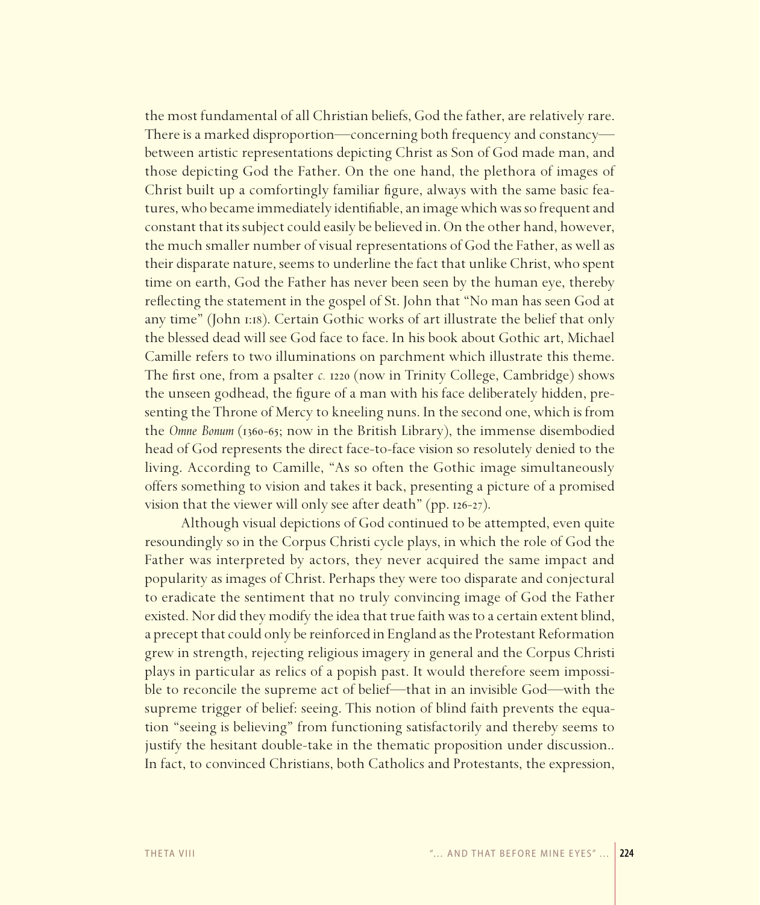the most fundamental of all Christian beliefs, God the father, are relatively rare. There is a marked disproportion—concerning both frequency and constancy—between artistic representations depicting Christ as Son of God made man, and those depicting God the Father. On the one hand, the plethora of images of Christ built up a comfortingly familiar figure, always with the same basic features, who became immediately identifiable, an image which was so frequent and constant that its subject could easily be believed in. On the other hand, however, the much smaller number of visual representations of God the Father, as well as their disparate nature, seems to underline the fact that unlike Christ, who spent time on earth, God the Father has never been seen by the human eye, thereby reflecting the statement in the gospel of St. John that "No man has seen God at any time" (John 1:18). Certain Gothic works of art illustrate the belief that only the blessed dead will see God face to face. In his book about Gothic art, Michael Camille refers to two illuminations on parchment which illustrate this theme. The first one, from a psalter *c.* 1220 (now in Trinity College, Cambridge) shows the unseen godhead, the figure of a man with his face deliberately hidden, presenting the Throne of Mercy to kneeling nuns. In the second one, which is from the *Omne Bonum* (1360-65; now in the British Library), the immense disembodied head of God represents the direct face-to-face vision so resolutely denied to the living. According to Camille, "As so often the Gothic image simultaneously offers something to vision and takes it back, presenting a picture of a promised vision that the viewer will only see after death" (pp. 126-27).

Although visual depictions of God continued to be attempted, even quite resoundingly so in the Corpus Christi cycle plays, in which the role of God the Father was interpreted by actors, they never acquired the same impact and popularity as images of Christ. Perhaps they were too disparate and conjectural to eradicate the sentiment that no truly convincing image of God the Father existed. Nor did they modify the idea that true faith was to a certain extent blind, a precept that could only be reinforced in England as the Protestant Reformation grew in strength, rejecting religious imagery in general and the Corpus Christi plays in particular as relics of a popish past. It would therefore seem impossible to reconcile the supreme act of belief—that in an invisible God—with the supreme trigger of belief: seeing. This notion of blind faith prevents the equation "seeing is believing" from functioning satisfactorily and thereby seems to justify the hesitant double-take in the thematic proposition under discussion.. In fact, to convinced Christians, both Catholics and Protestants, the expression,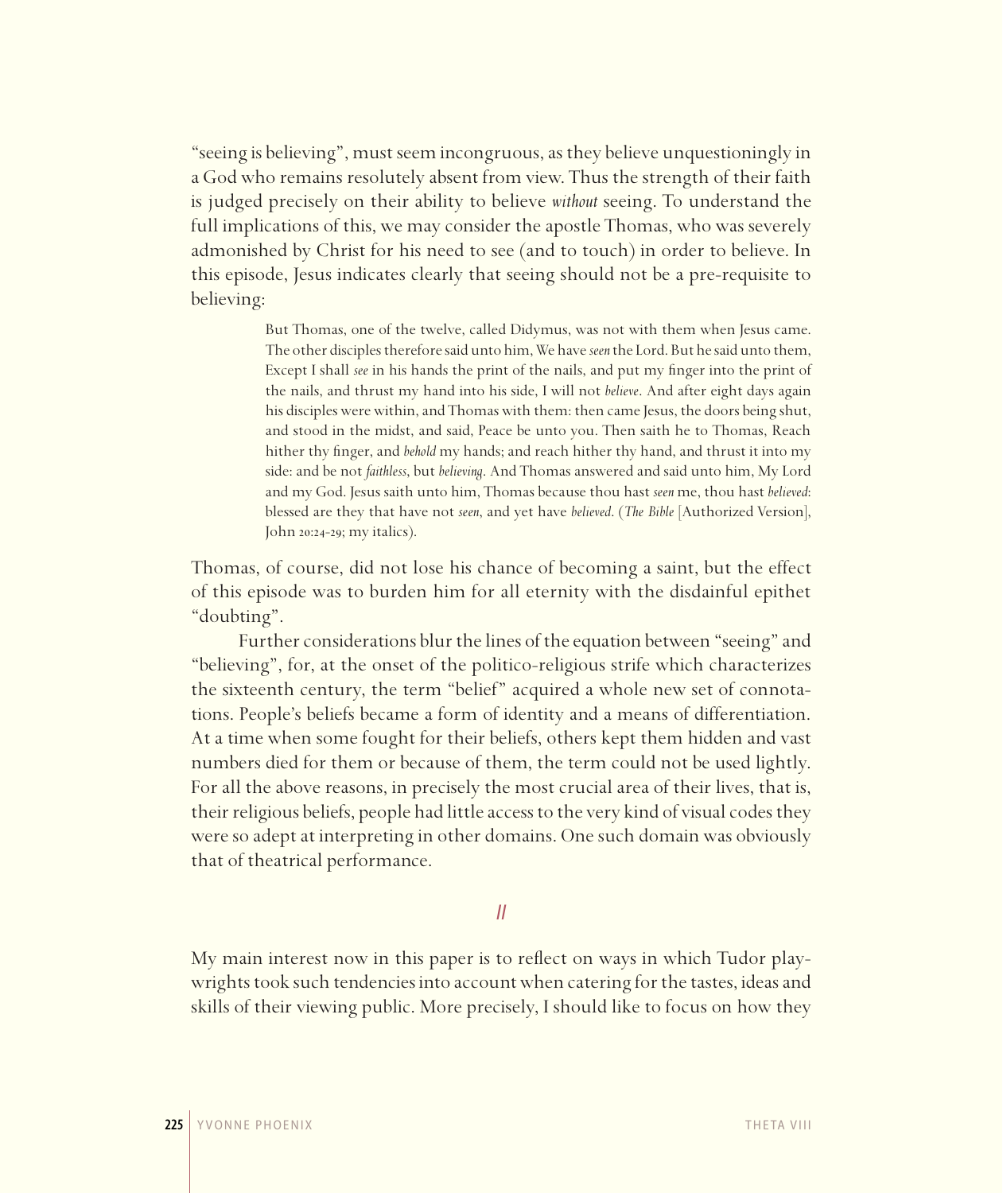"seeing is believing", must seem incongruous, as they believe unquestioningly in a God who remains resolutely absent from view. Thus the strength of their faith is judged precisely on their ability to believe *without* seeing. To understand the full implications of this, we may consider the apostle Thomas, who was severely admonished by Christ for his need to see (and to touch) in order to believe. In this episode, Jesus indicates clearly that seeing should not be a pre-requisite to believing:

> But Thomas, one of the twelve, called Didymus, was not with them when Jesus came. The other disciples therefore said unto him, We have *seen* the Lord. But he said unto them, Except I shall *see* in his hands the print of the nails, and put my finger into the print of the nails, and thrust my hand into his side, I will not *believe*. And after eight days again his disciples were within, and Thomas with them: then came Jesus, the doors being shut, and stood in the midst, and said, Peace be unto you. Then saith he to Thomas, Reach hither thy finger, and *behold* my hands; and reach hither thy hand, and thrust it into my side: and be not *faithless*, but *believing*. And Thomas answered and said unto him, My Lord and my God. Jesus saith unto him, Thomas because thou hast *seen* me, thou hast *believed*: blessed are they that have not *seen*, and yet have *believed*. (*The Bible* [Authorized Version], John 20:24-29; my italics).

Thomas, of course, did not lose his chance of becoming a saint, but the effect of this episode was to burden him for all eternity with the disdainful epithet "doubting".

Further considerations blur the lines of the equation between "seeing" and "believing", for, at the onset of the politico-religious strife which characterizes the sixteenth century, the term "belief" acquired a whole new set of connotations. People's beliefs became a form of identity and a means of differentiation. At a time when some fought for their beliefs, others kept them hidden and vast numbers died for them or because of them, the term could not be used lightly. For all the above reasons, in precisely the most crucial area of their lives, that is, their religious beliefs, people had little access to the very kind of visual codes they were so adept at interpreting in other domains. One such domain was obviously that of theatrical performance.

## II

My main interest now in this paper is to reflect on ways in which Tudor playwrights took such tendencies into account when catering for the tastes, ideas and skills of their viewing public. More precisely, I should like to focus on how they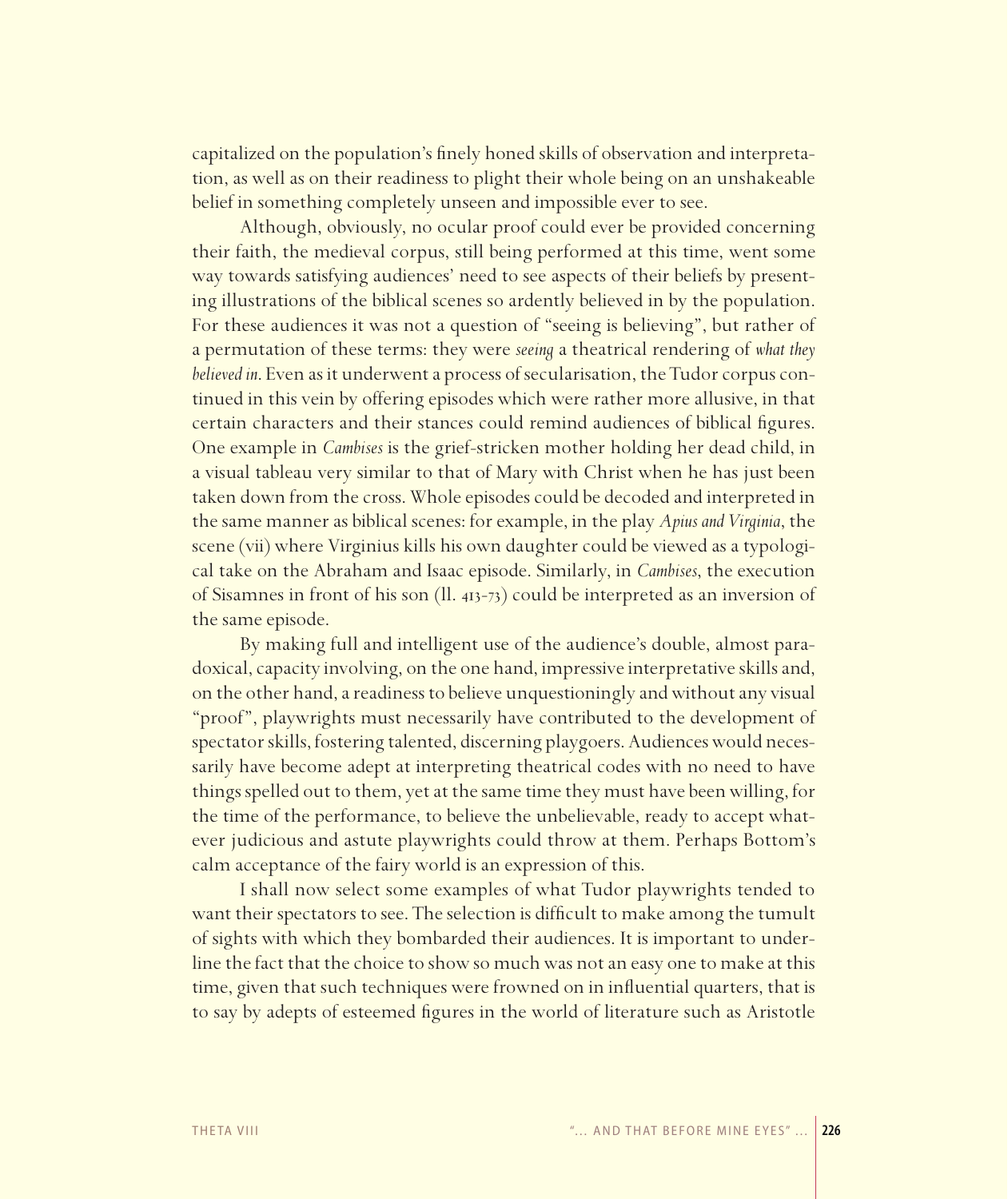capitalized on the population's finely honed skills of observation and interpretation, as well as on their readiness to plight their whole being on an unshakeable belief in something completely unseen and impossible ever to see.

Although, obviously, no ocular proof could ever be provided concerning their faith, the medieval corpus, still being performed at this time, went some way towards satisfying audiences' need to see aspects of their beliefs by presenting illustrations of the biblical scenes so ardently believed in by the population. For these audiences it was not a question of "seeing is believing", but rather of a permutation of these terms: they were *seeing* a theatrical rendering of *what they believed in*. Even as it underwent a process of secularisation, the Tudor corpus continued in this vein by offering episodes which were rather more allusive, in that certain characters and their stances could remind audiences of biblical figures. One example in *Cambises* is the grief-stricken mother holding her dead child, in a visual tableau very similar to that of Mary with Christ when he has just been taken down from the cross. Whole episodes could be decoded and interpreted in the same manner as biblical scenes: for example, in the play *Apius and Virginia*, the scene (vii) where Virginius kills his own daughter could be viewed as a typological take on the Abraham and Isaac episode. Similarly, in *Cambises*, the execution of Sisamnes in front of his son (ll. 413-73) could be interpreted as an inversion of the same episode.

By making full and intelligent use of the audience's double, almost paradoxical, capacity involving, on the one hand, impressive interpretative skills and, on the other hand, a readiness to believe unquestioningly and without any visual "proof", playwrights must necessarily have contributed to the development of spectator skills, fostering talented, discerning playgoers. Audiences would necessarily have become adept at interpreting theatrical codes with no need to have things spelled out to them, yet at the same time they must have been willing, for the time of the performance, to believe the unbelievable, ready to accept whatever judicious and astute playwrights could throw at them. Perhaps Bottom's calm acceptance of the fairy world is an expression of this.

I shall now select some examples of what Tudor playwrights tended to want their spectators to see. The selection is difficult to make among the tumult of sights with which they bombarded their audiences. It is important to underline the fact that the choice to show so much was not an easy one to make at this time, given that such techniques were frowned on in influential quarters, that is to say by adepts of esteemed figures in the world of literature such as Aristotle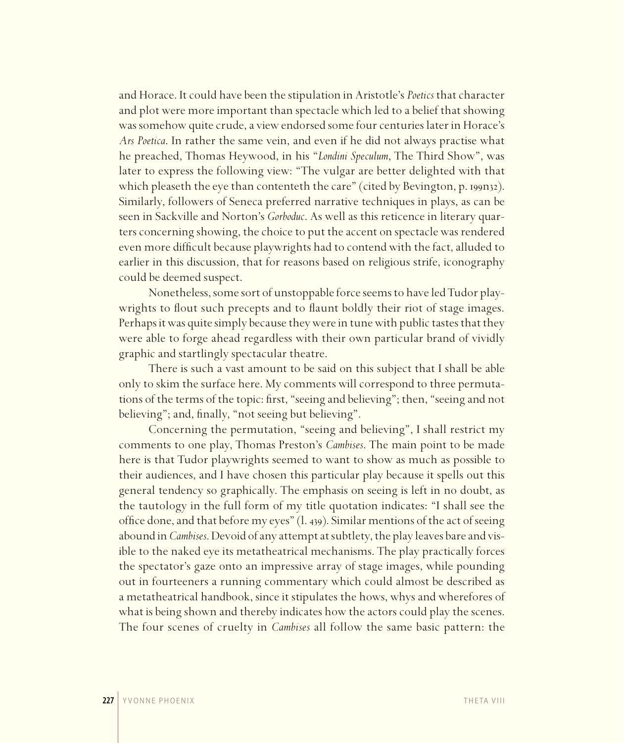and Horace. It could have been the stipulation in Aristotle's *Poetics* that character and plot were more important than spectacle which led to a belief that showing was somehow quite crude, a view endorsed some four centuries later in Horace's *Ars Poetica*. In rather the same vein, and even if he did not always practise what he preached, Thomas Heywood, in his "*Londini Speculum*, The Third Show", was later to express the following view: "The vulgar are better delighted with that which pleaseth the eye than contenteth the care" (cited by Bevington, p. 199n32). Similarly, followers of Seneca preferred narrative techniques in plays, as can be seen in Sackville and Norton's *Gorboduc*. As well as this reticence in literary quarters concerning showing, the choice to put the accent on spectacle was rendered even more difficult because playwrights had to contend with the fact, alluded to earlier in this discussion, that for reasons based on religious strife, iconography could be deemed suspect.

Nonetheless, some sort of unstoppable force seems to have led Tudor playwrights to flout such precepts and to flaunt boldly their riot of stage images. Perhaps it was quite simply because they were in tune with public tastes that they were able to forge ahead regardless with their own particular brand of vividly graphic and startlingly spectacular theatre.

There is such a vast amount to be said on this subject that I shall be able only to skim the surface here. My comments will correspond to three permutations of the terms of the topic: first, "seeing and believing"; then, "seeing and not believing"; and, finally, "not seeing but believing".

Concerning the permutation, "seeing and believing", I shall restrict my comments to one play, Thomas Preston's *Cambises*. The main point to be made here is that Tudor playwrights seemed to want to show as much as possible to their audiences, and I have chosen this particular play because it spells out this general tendency so graphically. The emphasis on seeing is left in no doubt, as the tautology in the full form of my title quotation indicates: "I shall see the office done, and that before my eyes" (l. 439). Similar mentions of the act of seeing abound in *Cambises*. Devoid of any attempt at subtlety, the play leaves bare and visible to the naked eye its metatheatrical mechanisms. The play practically forces the spectator's gaze onto an impressive array of stage images, while pounding out in fourteeners a running commentary which could almost be described as a metatheatrical handbook, since it stipulates the hows, whys and wherefores of what is being shown and thereby indicates how the actors could play the scenes. The four scenes of cruelty in *Cambises* all follow the same basic pattern: the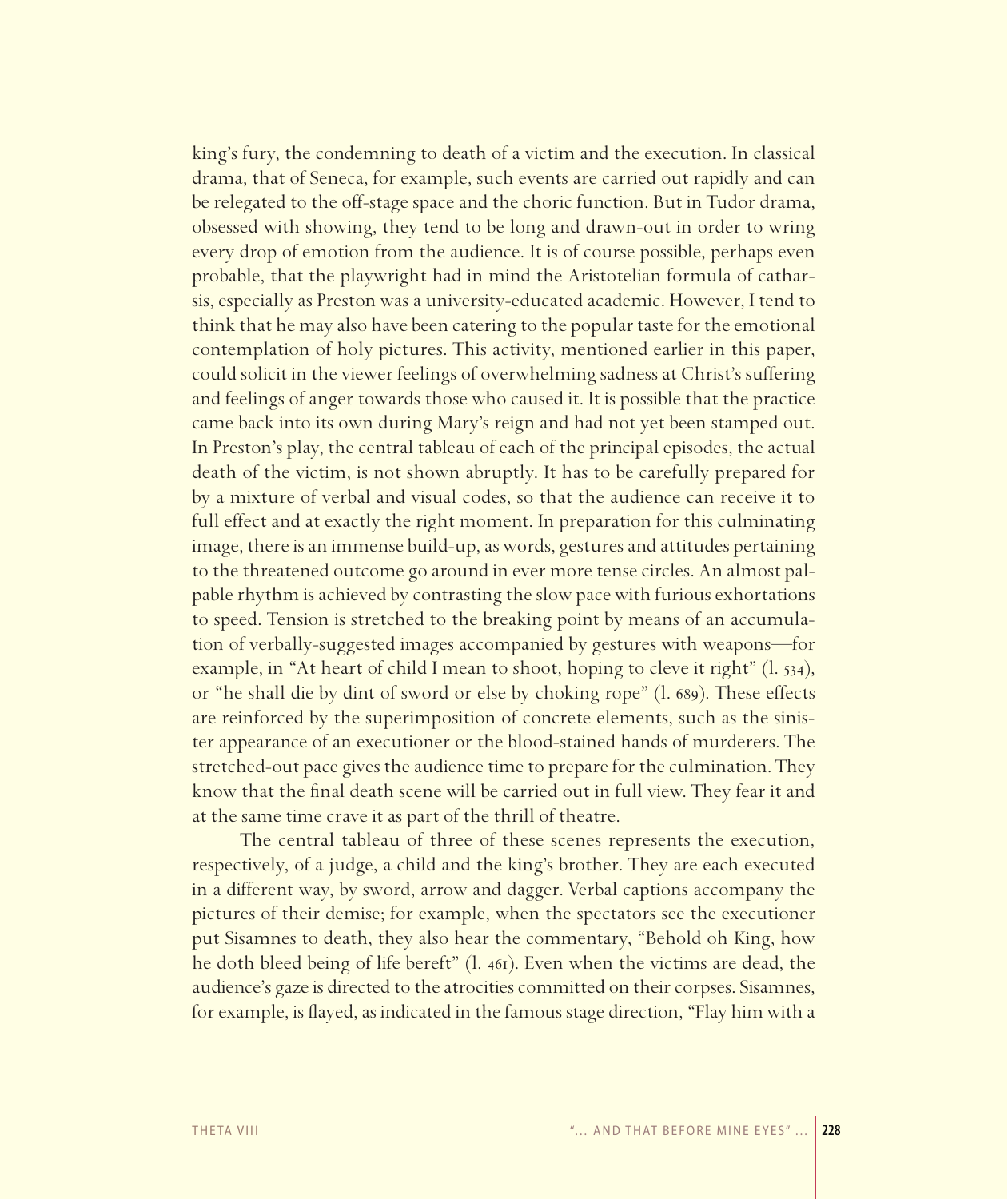king's fury, the condemning to death of a victim and the execution. In classical drama, that of Seneca, for example, such events are carried out rapidly and can be relegated to the off-stage space and the choric function. But in Tudor drama, obsessed with showing, they tend to be long and drawn-out in order to wring every drop of emotion from the audience. It is of course possible, perhaps even probable, that the playwright had in mind the Aristotelian formula of catharsis, especially as Preston was a university-educated academic. However, I tend to think that he may also have been catering to the popular taste for the emotional contemplation of holy pictures. This activity, mentioned earlier in this paper, could solicit in the viewer feelings of overwhelming sadness at Christ's suffering and feelings of anger towards those who caused it. It is possible that the practice came back into its own during Mary's reign and had not yet been stamped out. In Preston's play, the central tableau of each of the principal episodes, the actual death of the victim, is not shown abruptly. It has to be carefully prepared for by a mixture of verbal and visual codes, so that the audience can receive it to full effect and at exactly the right moment. In preparation for this culminating image, there is an immense build-up, as words, gestures and attitudes pertaining to the threatened outcome go around in ever more tense circles. An almost palpable rhythm is achieved by contrasting the slow pace with furious exhortations to speed. Tension is stretched to the breaking point by means of an accumulation of verbally-suggested images accompanied by gestures with weapons—for example, in "At heart of child I mean to shoot, hoping to cleve it right" (l. 534), or "he shall die by dint of sword or else by choking rope" (l. 689). These effects are reinforced by the superimposition of concrete elements, such as the sinister appearance of an executioner or the blood-stained hands of murderers. The stretched-out pace gives the audience time to prepare for the culmination. They know that the final death scene will be carried out in full view. They fear it and at the same time crave it as part of the thrill of theatre.

The central tableau of three of these scenes represents the execution, respectively, of a judge, a child and the king's brother. They are each executed in a different way, by sword, arrow and dagger. Verbal captions accompany the pictures of their demise; for example, when the spectators see the executioner put Sisamnes to death, they also hear the commentary, "Behold oh King, how he doth bleed being of life bereft" (l. 461). Even when the victims are dead, the audience's gaze is directed to the atrocities committed on their corpses. Sisamnes, for example, is flayed, as indicated in the famous stage direction, "Flay him with a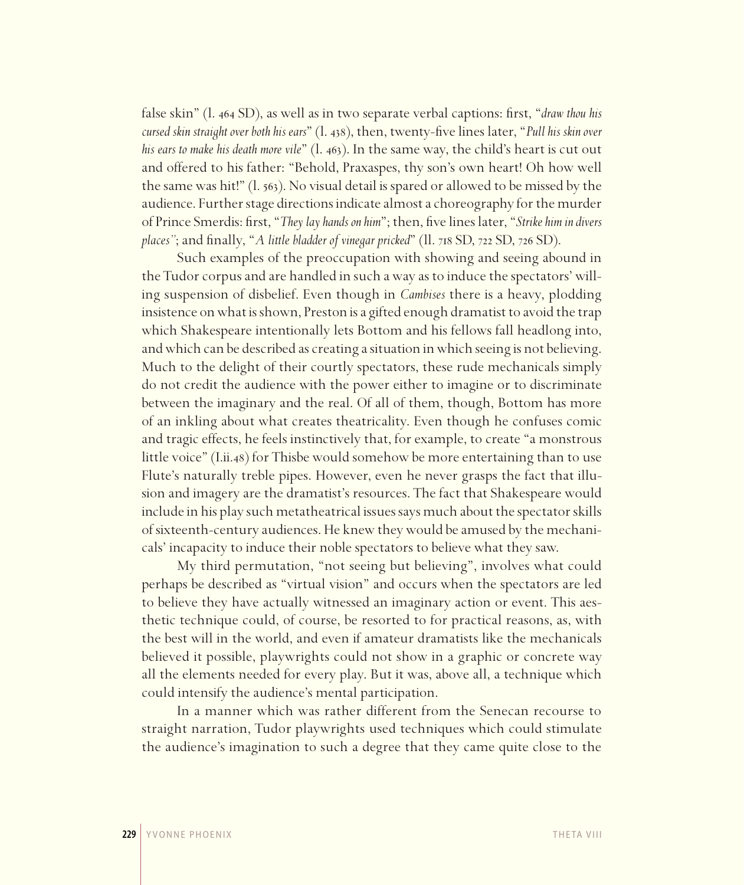false skin" (l. 464 SD), as well as in two separate verbal captions: first, "*draw thou his cursed skin straight over both his ears*" (l. 438), then, twenty-five lines later, "*Pull his skin over his ears to make his death more vile*" (l. 463). In the same way, the child's heart is cut out and offered to his father: "Behold, Praxaspes, thy son's own heart! Oh how well the same was hit!" (l. 563). No visual detail is spared or allowed to be missed by the audience. Further stage directions indicate almost a choreography for the murder of Prince Smerdis: first, "*They lay hands on him*"; then, five lines later, "*Strike him in divers places*"; and finally, "*A little bladder of vinegar pricked*" (ll. 718 SD, 722 SD, 726 SD).

Such examples of the preoccupation with showing and seeing abound in the Tudor corpus and are handled in such a way as to induce the spectators' willing suspension of disbelief. Even though in *Cambises* there is a heavy, plodding insistence on what is shown, Preston is a gifted enough dramatist to avoid the trap which Shakespeare intentionally lets Bottom and his fellows fall headlong into, and which can be described as creating a situation in which seeing is not believing. Much to the delight of their courtly spectators, these rude mechanicals simply do not credit the audience with the power either to imagine or to discriminate between the imaginary and the real. Of all of them, though, Bottom has more of an inkling about what creates theatricality. Even though he confuses comic and tragic effects, he feels instinctively that, for example, to create "a monstrous little voice" (I.ii.48) for Thisbe would somehow be more entertaining than to use Flute's naturally treble pipes. However, even he never grasps the fact that illusion and imagery are the dramatist's resources. The fact that Shakespeare would include in his play such metatheatrical issues says much about the spectator skills of sixteenth-century audiences. He knew they would be amused by the mechanicals' incapacity to induce their noble spectators to believe what they saw.

My third permutation, "not seeing but believing", involves what could perhaps be described as "virtual vision" and occurs when the spectators are led to believe they have actually witnessed an imaginary action or event. This aesthetic technique could, of course, be resorted to for practical reasons, as, with the best will in the world, and even if amateur dramatists like the mechanicals believed it possible, playwrights could not show in a graphic or concrete way all the elements needed for every play. But it was, above all, a technique which could intensify the audience's mental participation.

In a manner which was rather different from the Senecan recourse to straight narration, Tudor playwrights used techniques which could stimulate the audience's imagination to such a degree that they came quite close to the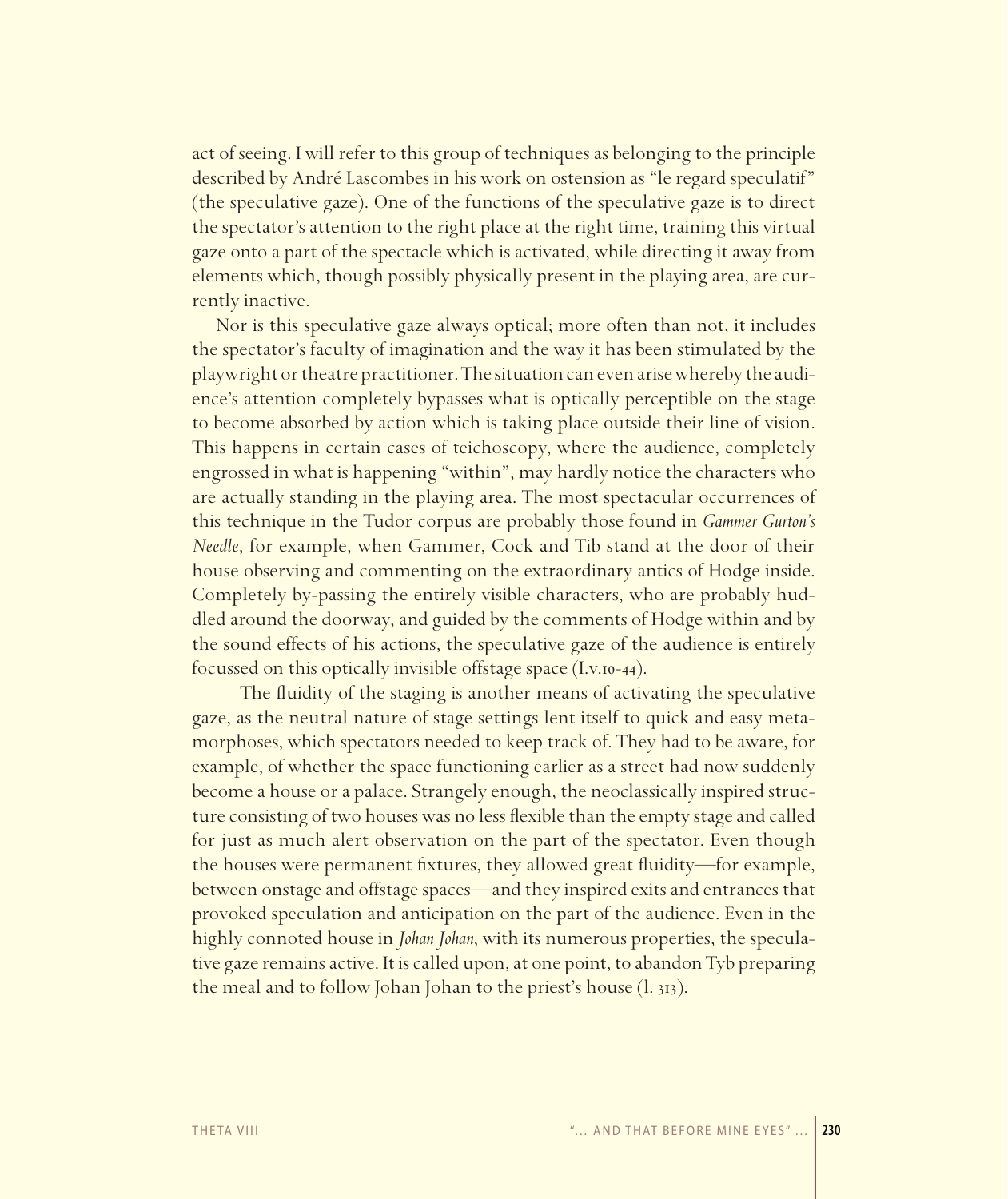act of seeing. I will refer to this group of techniques as belonging to the principle described by André Lascombes in his work on ostension as "le regard speculatif" (the speculative gaze). One of the functions of the speculative gaze is to direct the spectator's attention to the right place at the right time, training this virtual gaze onto a part of the spectacle which is activated, while directing it away from elements which, though possibly physically present in the playing area, are currently inactive.

Nor is this speculative gaze always optical; more often than not, it includes the spectator's faculty of imagination and the way it has been stimulated by the playwright or theatre practitioner. The situation can even arise whereby the audience's attention completely bypasses what is optically perceptible on the stage to become absorbed by action which is taking place outside their line of vision. This happens in certain cases of teichoscopy, where the audience, completely engrossed in what is happening "within", may hardly notice the characters who are actually standing in the playing area. The most spectacular occurrences of this technique in the Tudor corpus are probably those found in *Gammer Gurton's Needle*, for example, when Gammer, Cock and Tib stand at the door of their house observing and commenting on the extraordinary antics of Hodge inside. Completely by-passing the entirely visible characters, who are probably huddled around the doorway, and guided by the comments of Hodge within and by the sound effects of his actions, the speculative gaze of the audience is entirely focussed on this optically invisible offstage space (I.v.10-44).

The fluidity of the staging is another means of activating the speculative gaze, as the neutral nature of stage settings lent itself to quick and easy metamorphoses, which spectators needed to keep track of. They had to be aware, for example, of whether the space functioning earlier as a street had now suddenly become a house or a palace. Strangely enough, the neoclassically inspired structure consisting of two houses was no less flexible than the empty stage and called for just as much alert observation on the part of the spectator. Even though the houses were permanent fixtures, they allowed great fluidity—for example, between onstage and offstage spaces—and they inspired exits and entrances that provoked speculation and anticipation on the part of the audience. Even in the highly connoted house in *Johan Johan*, with its numerous properties, the speculative gaze remains active. It is called upon, at one point, to abandon Tyb preparing the meal and to follow Johan Johan to the priest's house (l. 313).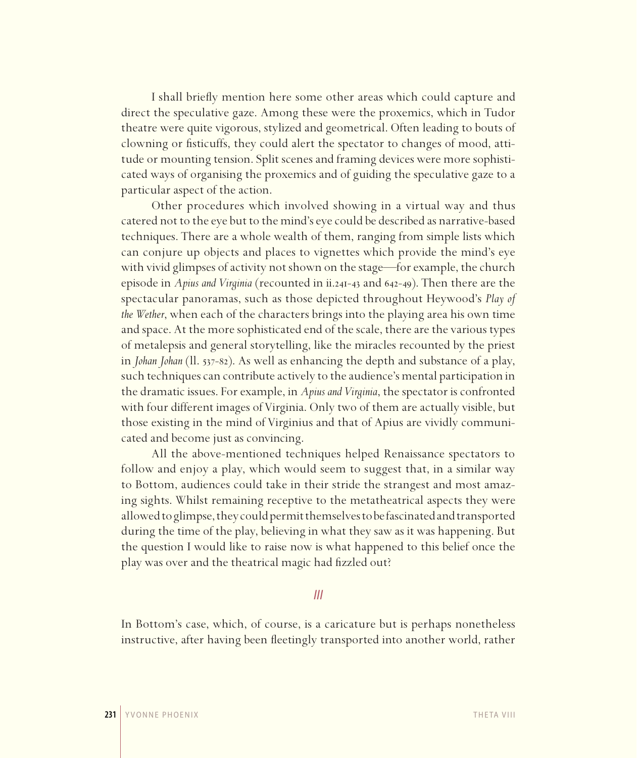I shall briefly mention here some other areas which could capture and direct the speculative gaze. Among these were the proxemics, which in Tudor theatre were quite vigorous, stylized and geometrical. Often leading to bouts of clowning or fisticuffs, they could alert the spectator to changes of mood, attitude or mounting tension. Split scenes and framing devices were more sophisticated ways of organising the proxemics and of guiding the speculative gaze to a particular aspect of the action.

Other procedures which involved showing in a virtual way and thus catered not to the eye but to the mind's eye could be described as narrative-based techniques. There are a whole wealth of them, ranging from simple lists which can conjure up objects and places to vignettes which provide the mind's eye with vivid glimpses of activity not shown on the stage—for example, the church episode in *Apius and Virginia* (recounted in ii.241-43 and 642-49). Then there are the spectacular panoramas, such as those depicted throughout Heywood's *Play of the Wether*, when each of the characters brings into the playing area his own time and space. At the more sophisticated end of the scale, there are the various types of metalepsis and general storytelling, like the miracles recounted by the priest in *Johan Johan* (ll. 537-82). As well as enhancing the depth and substance of a play, such techniques can contribute actively to the audience's mental participation in the dramatic issues. For example, in *Apius and Virginia*, the spectator is confronted with four different images of Virginia. Only two of them are actually visible, but those existing in the mind of Virginius and that of Apius are vividly communicated and become just as convincing.

All the above-mentioned techniques helped Renaissance spectators to follow and enjoy a play, which would seem to suggest that, in a similar way to Bottom, audiences could take in their stride the strangest and most amazing sights. Whilst remaining receptive to the metatheatrical aspects they were allowed to glimpse, they could permit themselves to be fascinated and transported during the time of the play, believing in what they saw as it was happening. But the question I would like to raise now is what happened to this belief once the play was over and the theatrical magic had fizzled out?

## III

In Bottom's case, which, of course, is a caricature but is perhaps nonetheless instructive, after having been fleetingly transported into another world, rather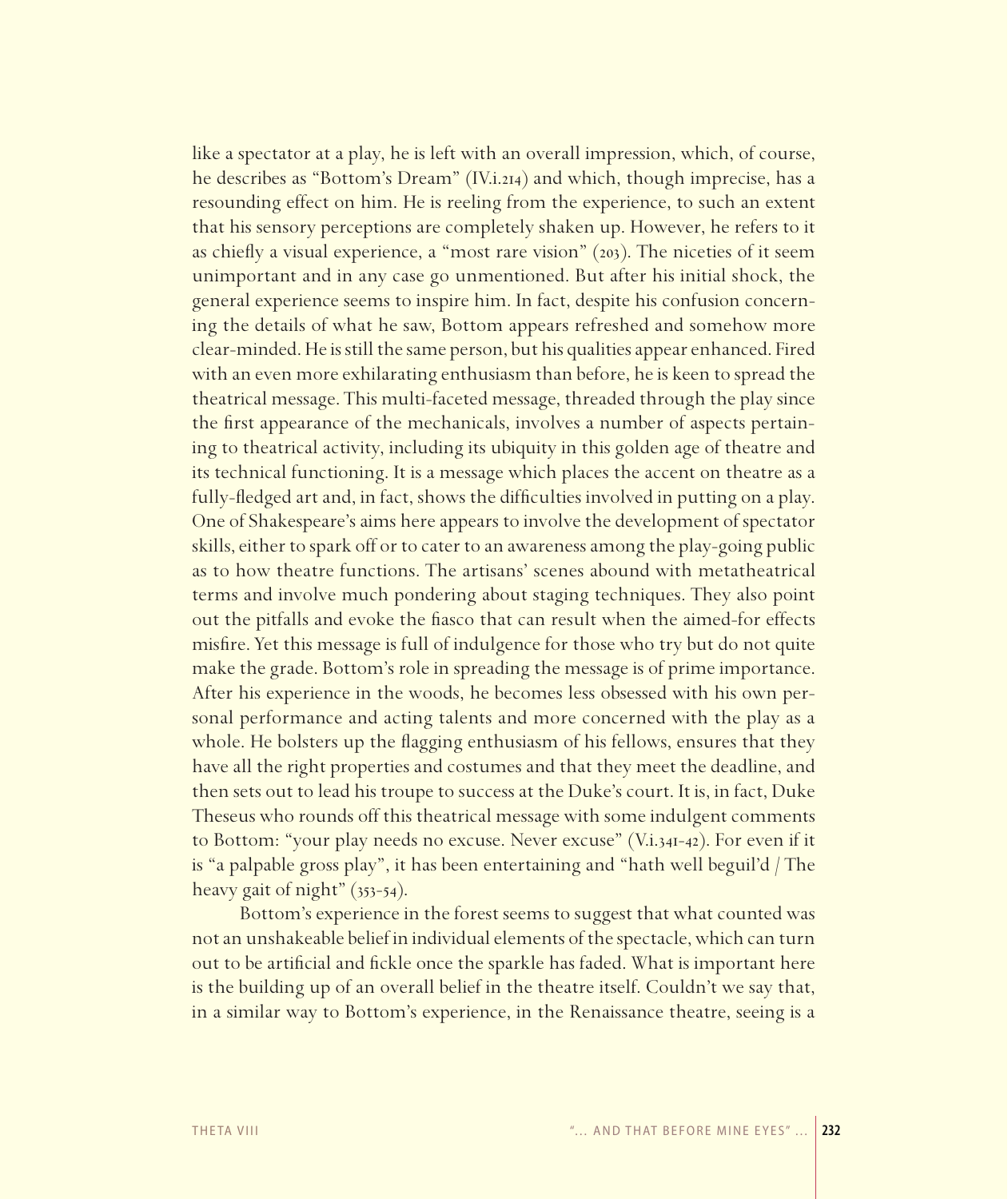like a spectator at a play, he is left with an overall impression, which, of course, he describes as "Bottom's Dream" (IV.i.214) and which, though imprecise, has a resounding effect on him. He is reeling from the experience, to such an extent that his sensory perceptions are completely shaken up. However, he refers to it as chiefly a visual experience, a "most rare vision" (203). The niceties of it seem unimportant and in any case go unmentioned. But after his initial shock, the general experience seems to inspire him. In fact, despite his confusion concerning the details of what he saw, Bottom appears refreshed and somehow more clear-minded. He is still the same person, but his qualities appear enhanced. Fired with an even more exhilarating enthusiasm than before, he is keen to spread the theatrical message. This multi-faceted message, threaded through the play since the first appearance of the mechanicals, involves a number of aspects pertaining to theatrical activity, including its ubiquity in this golden age of theatre and its technical functioning. It is a message which places the accent on theatre as a fully-fledged art and, in fact, shows the difficulties involved in putting on a play. One of Shakespeare's aims here appears to involve the development of spectator skills, either to spark off or to cater to an awareness among the play-going public as to how theatre functions. The artisans' scenes abound with metatheatrical terms and involve much pondering about staging techniques. They also point out the pitfalls and evoke the fiasco that can result when the aimed-for effects misfire. Yet this message is full of indulgence for those who try but do not quite make the grade. Bottom's role in spreading the message is of prime importance. After his experience in the woods, he becomes less obsessed with his own personal performance and acting talents and more concerned with the play as a whole. He bolsters up the flagging enthusiasm of his fellows, ensures that they have all the right properties and costumes and that they meet the deadline, and then sets out to lead his troupe to success at the Duke's court. It is, in fact, Duke Theseus who rounds off this theatrical message with some indulgent comments to Bottom: "your play needs no excuse. Never excuse" (V.i.341-42). For even if it is "a palpable gross play", it has been entertaining and "hath well beguil'd / The heavy gait of night" (353-54).

Bottom's experience in the forest seems to suggest that what counted was not an unshakeable belief in individual elements of the spectacle, which can turn out to be artificial and fickle once the sparkle has faded. What is important here is the building up of an overall belief in the theatre itself. Couldn't we say that, in a similar way to Bottom's experience, in the Renaissance theatre, seeing is a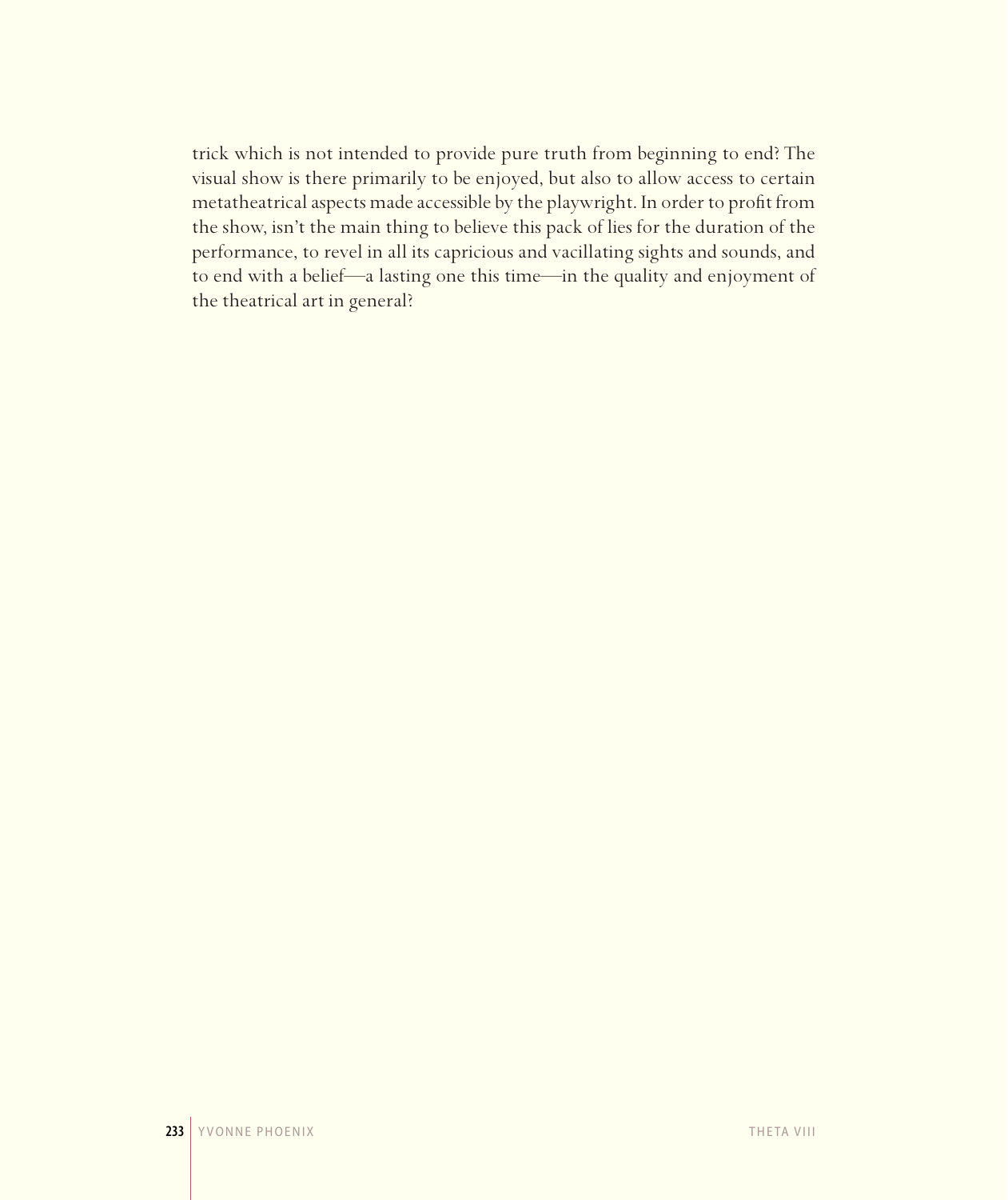trick which is not intended to provide pure truth from beginning to end? The visual show is there primarily to be enjoyed, but also to allow access to certain metatheatrical aspects made accessible by the playwright. In order to profit from the show, isn't the main thing to believe this pack of lies for the duration of the performance, to revel in all its capricious and vacillating sights and sounds, and to end with a belief—a lasting one this time—in the quality and enjoyment of the theatrical art in general?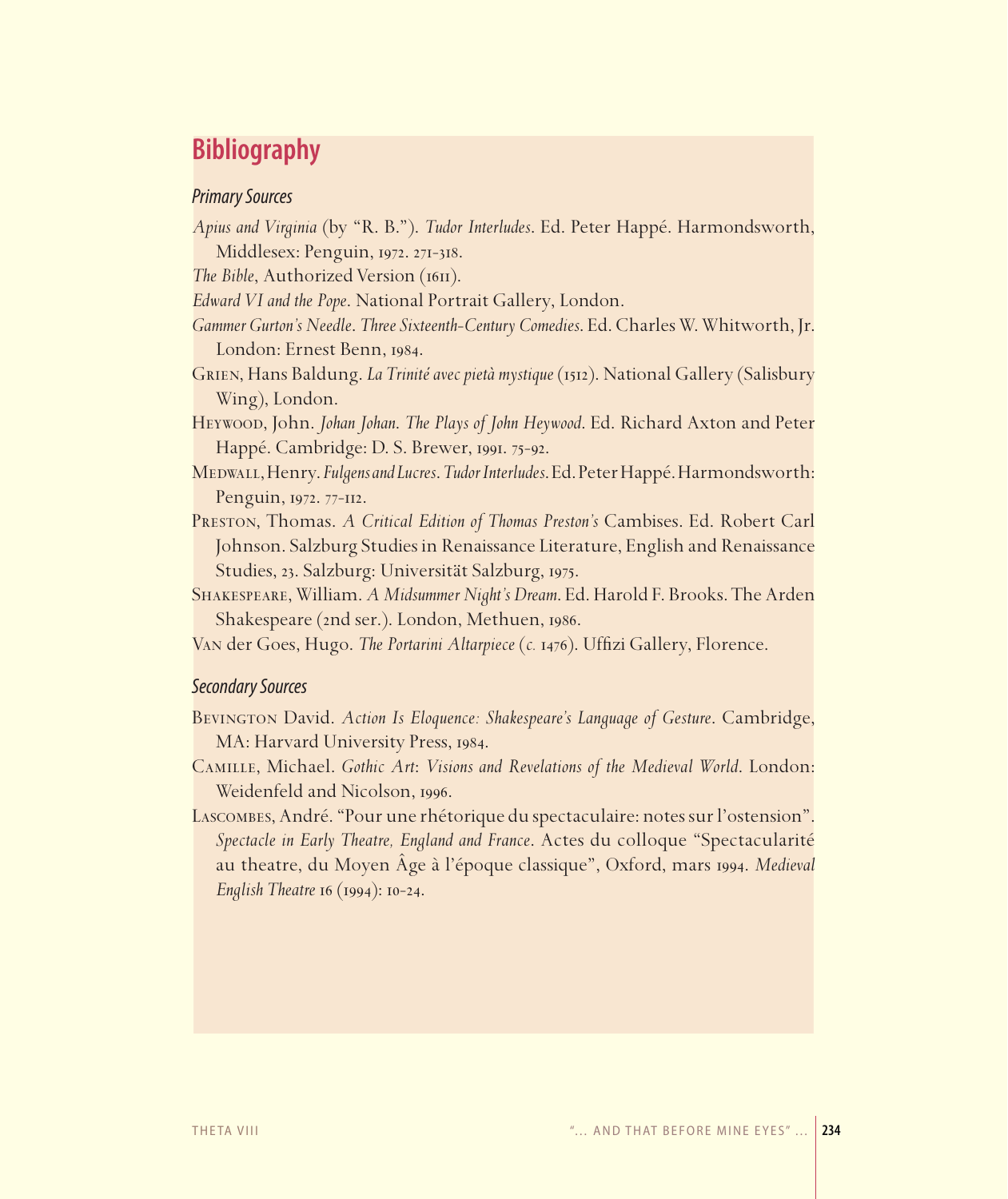## Bibliography

### *Primary Sources*

*Apius and Virginia* (by "R. B."). *Tudor Interludes*. Ed. Peter Happé. Harmondsworth, Middlesex: Penguin, 1972. 271-318.

*The Bible*, Authorized Version (1611).

*Edward VI and the Pope*. National Portrait Gallery, London.

*Gammer Gurton's Needle*. *Three Sixteenth-Century Comedies*. Ed. Charles W. Whitworth, Jr. London: Ernest Benn, 1984.

Grien, Hans Baldung. *La Trinité avec pietà mystique* (1512). National Gallery (Salisbury Wing), London.

Heywood, John. *Johan Johan*. *The Plays of John Heywood*. Ed. Richard Axton and Peter Happé. Cambridge: D. S. Brewer, 1991. 75-92.

Medwall, Henry. *Fulgens and Lucres*. *Tudor Interludes*. Ed. Peter Happé. Harmondsworth: Penguin, 1972. 77-112.

Preston, Thomas. *A Critical Edition of Thomas Preston's* Cambises. Ed. Robert Carl Johnson. Salzburg Studies in Renaissance Literature, English and Renaissance Studies, 23. Salzburg: Universität Salzburg, 1975.

Shakespeare, William. *A Midsummer Night's Dream*. Ed. Harold F. Brooks. The Arden Shakespeare (2nd ser.). London, Methuen, 1986.

Van der Goes, Hugo. *The Portarini Altarpiece* (*c.* 1476). Uffizi Gallery, Florence.

### *Secondary Sources*

Bevington David. *Action Is Eloquence: Shakespeare's Language of Gesture*. Cambridge, MA: Harvard University Press, 1984.

Camille, Michael. *Gothic Art*: *Visions and Revelations of the Medieval World*. London: Weidenfeld and Nicolson, 1996.

Lascombes, André. "Pour une rhétorique du spectaculaire: notes sur l'ostension". *Spectacle in Early Theatre, England and France*. Actes du colloque "Spectacularité au theatre, du Moyen Âge à l'époque classique", Oxford, mars 1994. *Medieval English Theatre* 16 (1994): 10-24.